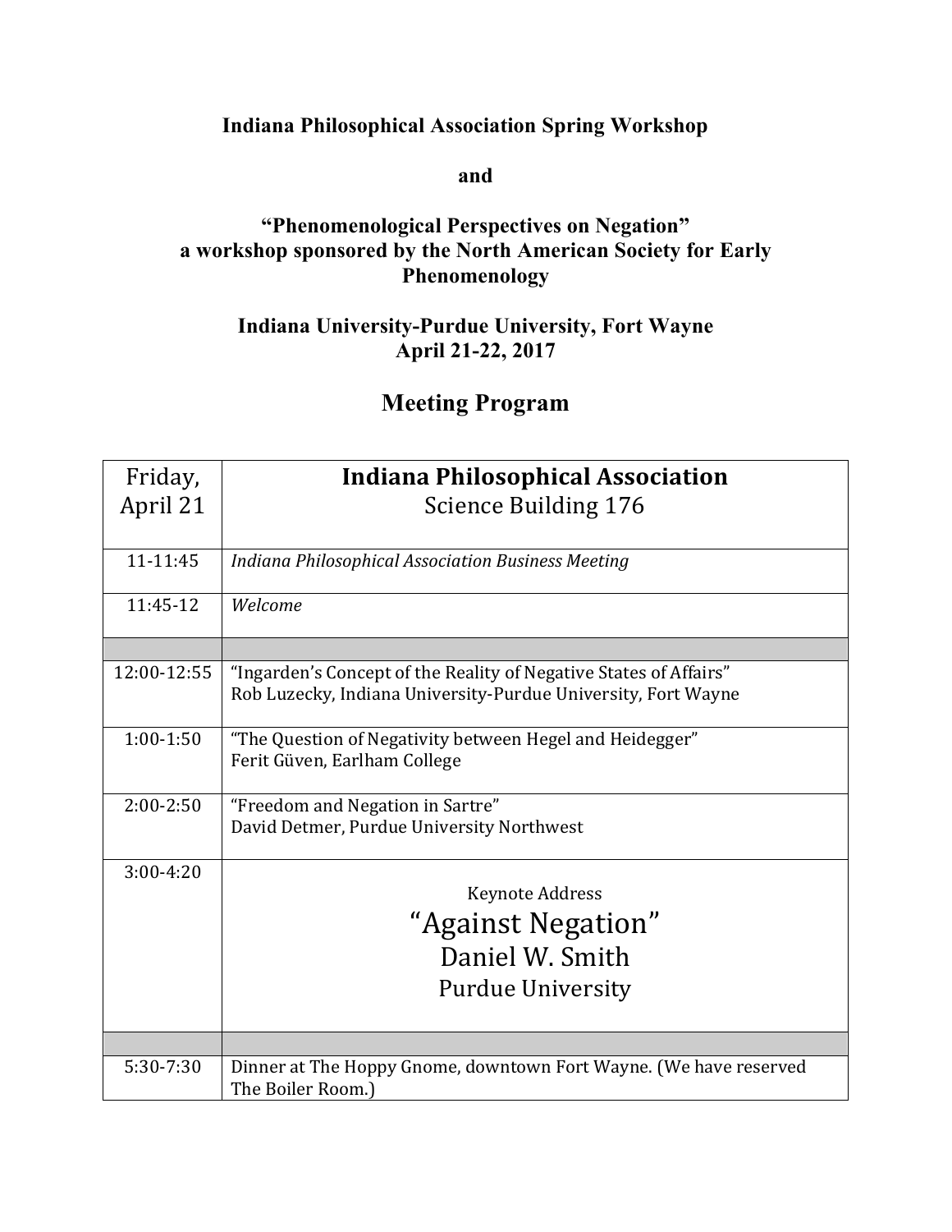**Indiana Philosophical Association Spring Workshop**

**and**

**"Phenomenological Perspectives on Negation"**
**a workshop sponsored by the North American Society for Early Phenomenology**

**Indiana University-Purdue University, Fort Wayne**
**April 21-22, 2017**

## Meeting Program

| Friday, April 21 | **Indiana Philosophical Association**<br>Science Building 176 |
|---|---|
| 11-11:45 | *Indiana Philosophical Association Business Meeting* |
| 11:45-12 | *Welcome* |
| | |
| 12:00-12:55 | "Ingarden's Concept of the Reality of Negative States of Affairs"<br>Rob Luzecky, Indiana University-Purdue University, Fort Wayne |
| 1:00-1:50 | "The Question of Negativity between Hegel and Heidegger"<br>Ferit Güven, Earlham College |
| 2:00-2:50 | "Freedom and Negation in Sartre"<br>David Detmer, Purdue University Northwest |
| 3:00-4:20 | Keynote Address<br>"Against Negation"<br>Daniel W. Smith<br>Purdue University |
| | |
| 5:30-7:30 | Dinner at The Hoppy Gnome, downtown Fort Wayne. (We have reserved The Boiler Room.) |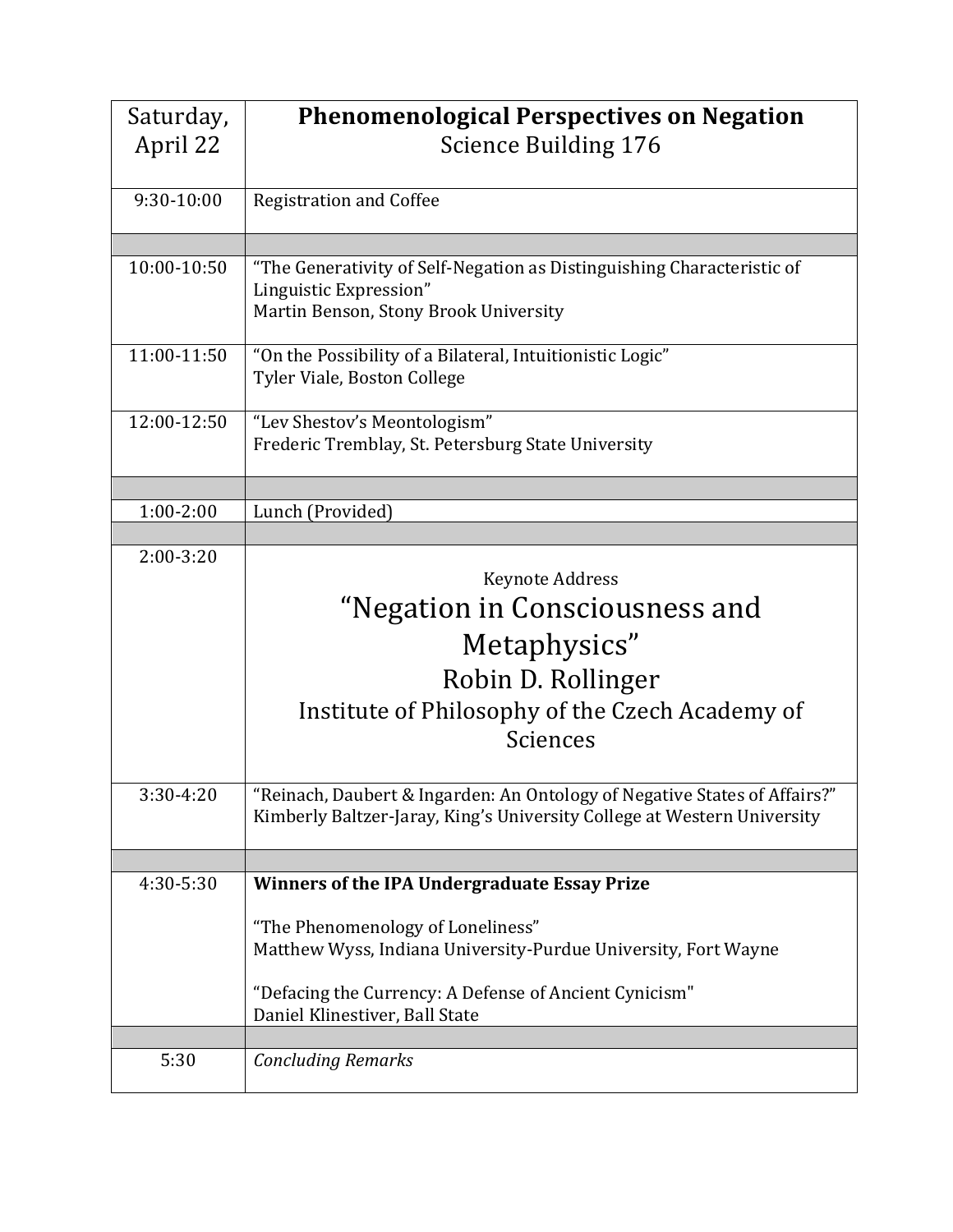| Saturday, April 22 | **Phenomenological Perspectives on Negation**<br>Science Building 176 |
|---|---|
| 9:30-10:00 | Registration and Coffee |
| | |
| 10:00-10:50 | "The Generativity of Self-Negation as Distinguishing Characteristic of Linguistic Expression"<br>Martin Benson, Stony Brook University |
| 11:00-11:50 | "On the Possibility of a Bilateral, Intuitionistic Logic"<br>Tyler Viale, Boston College |
| 12:00-12:50 | "Lev Shestov's Meontologism"<br>Frederic Tremblay, St. Petersburg State University |
| | |
| 1:00-2:00 | Lunch (Provided) |
| | |
| 2:00-3:20 | Keynote Address<br>"Negation in Consciousness and Metaphysics"<br>Robin D. Rollinger<br>Institute of Philosophy of the Czech Academy of Sciences |
| 3:30-4:20 | "Reinach, Daubert & Ingarden: An Ontology of Negative States of Affairs?"<br>Kimberly Baltzer-Jaray, King's University College at Western University |
| | |
| 4:30-5:30 | **Winners of the IPA Undergraduate Essay Prize**<br><br>"The Phenomenology of Loneliness"<br>Matthew Wyss, Indiana University-Purdue University, Fort Wayne<br><br>"Defacing the Currency: A Defense of Ancient Cynicism"<br>Daniel Klinestiver, Ball State |
| | |
| 5:30 | *Concluding Remarks* |